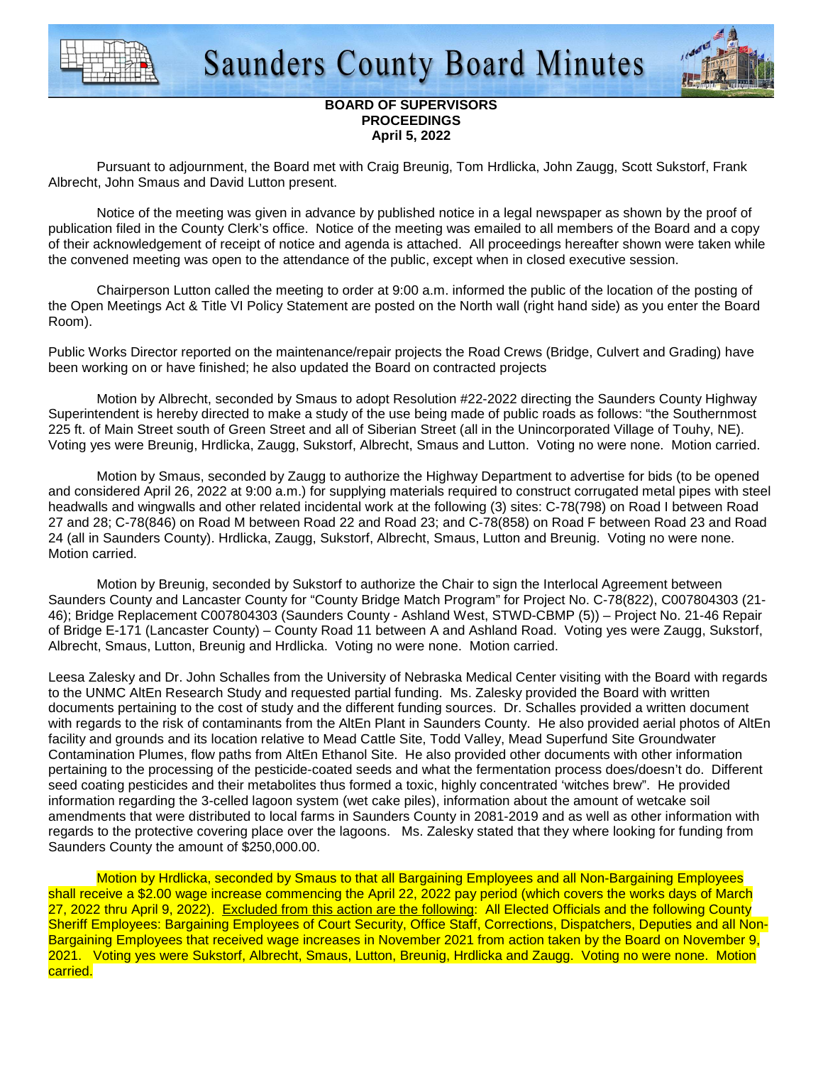# Saunders County Board Minutes

**BOARD OF SUPERVISORS**
**PROCEEDINGS**
**April 5, 2022**

Pursuant to adjournment, the Board met with Craig Breunig, Tom Hrdlicka, John Zaugg, Scott Sukstorf, Frank Albrecht, John Smaus and David Lutton present.

Notice of the meeting was given in advance by published notice in a legal newspaper as shown by the proof of publication filed in the County Clerk's office. Notice of the meeting was emailed to all members of the Board and a copy of their acknowledgement of receipt of notice and agenda is attached. All proceedings hereafter shown were taken while the convened meeting was open to the attendance of the public, except when in closed executive session.

Chairperson Lutton called the meeting to order at 9:00 a.m. informed the public of the location of the posting of the Open Meetings Act & Title VI Policy Statement are posted on the North wall (right hand side) as you enter the Board Room).

Public Works Director reported on the maintenance/repair projects the Road Crews (Bridge, Culvert and Grading) have been working on or have finished; he also updated the Board on contracted projects

Motion by Albrecht, seconded by Smaus to adopt Resolution #22-2022 directing the Saunders County Highway Superintendent is hereby directed to make a study of the use being made of public roads as follows: "the Southernmost 225 ft. of Main Street south of Green Street and all of Siberian Street (all in the Unincorporated Village of Touhy, NE). Voting yes were Breunig, Hrdlicka, Zaugg, Sukstorf, Albrecht, Smaus and Lutton. Voting no were none. Motion carried.

Motion by Smaus, seconded by Zaugg to authorize the Highway Department to advertise for bids (to be opened and considered April 26, 2022 at 9:00 a.m.) for supplying materials required to construct corrugated metal pipes with steel headwalls and wingwalls and other related incidental work at the following (3) sites: C-78(798) on Road I between Road 27 and 28; C-78(846) on Road M between Road 22 and Road 23; and C-78(858) on Road F between Road 23 and Road 24 (all in Saunders County). Hrdlicka, Zaugg, Sukstorf, Albrecht, Smaus, Lutton and Breunig. Voting no were none. Motion carried.

Motion by Breunig, seconded by Sukstorf to authorize the Chair to sign the Interlocal Agreement between Saunders County and Lancaster County for "County Bridge Match Program" for Project No. C-78(822), C007804303 (21-46); Bridge Replacement C007804303 (Saunders County - Ashland West, STWD-CBMP (5)) – Project No. 21-46 Repair of Bridge E-171 (Lancaster County) – County Road 11 between A and Ashland Road. Voting yes were Zaugg, Sukstorf, Albrecht, Smaus, Lutton, Breunig and Hrdlicka. Voting no were none. Motion carried.

Leesa Zalesky and Dr. John Schalles from the University of Nebraska Medical Center visiting with the Board with regards to the UNMC AltEn Research Study and requested partial funding. Ms. Zalesky provided the Board with written documents pertaining to the cost of study and the different funding sources. Dr. Schalles provided a written document with regards to the risk of contaminants from the AltEn Plant in Saunders County. He also provided aerial photos of AltEn facility and grounds and its location relative to Mead Cattle Site, Todd Valley, Mead Superfund Site Groundwater Contamination Plumes, flow paths from AltEn Ethanol Site. He also provided other documents with other information pertaining to the processing of the pesticide-coated seeds and what the fermentation process does/doesn't do. Different seed coating pesticides and their metabolites thus formed a toxic, highly concentrated 'witches brew". He provided information regarding the 3-celled lagoon system (wet cake piles), information about the amount of wetcake soil amendments that were distributed to local farms in Saunders County in 2081-2019 and as well as other information with regards to the protective covering place over the lagoons. Ms. Zalesky stated that they where looking for funding from Saunders County the amount of $250,000.00.

Motion by Hrdlicka, seconded by Smaus to that all Bargaining Employees and all Non-Bargaining Employees shall receive a $2.00 wage increase commencing the April 22, 2022 pay period (which covers the works days of March 27, 2022 thru April 9, 2022). Excluded from this action are the following: All Elected Officials and the following County Sheriff Employees: Bargaining Employees of Court Security, Office Staff, Corrections, Dispatchers, Deputies and all Non-Bargaining Employees that received wage increases in November 2021 from action taken by the Board on November 9, 2021. Voting yes were Sukstorf, Albrecht, Smaus, Lutton, Breunig, Hrdlicka and Zaugg. Voting no were none. Motion carried.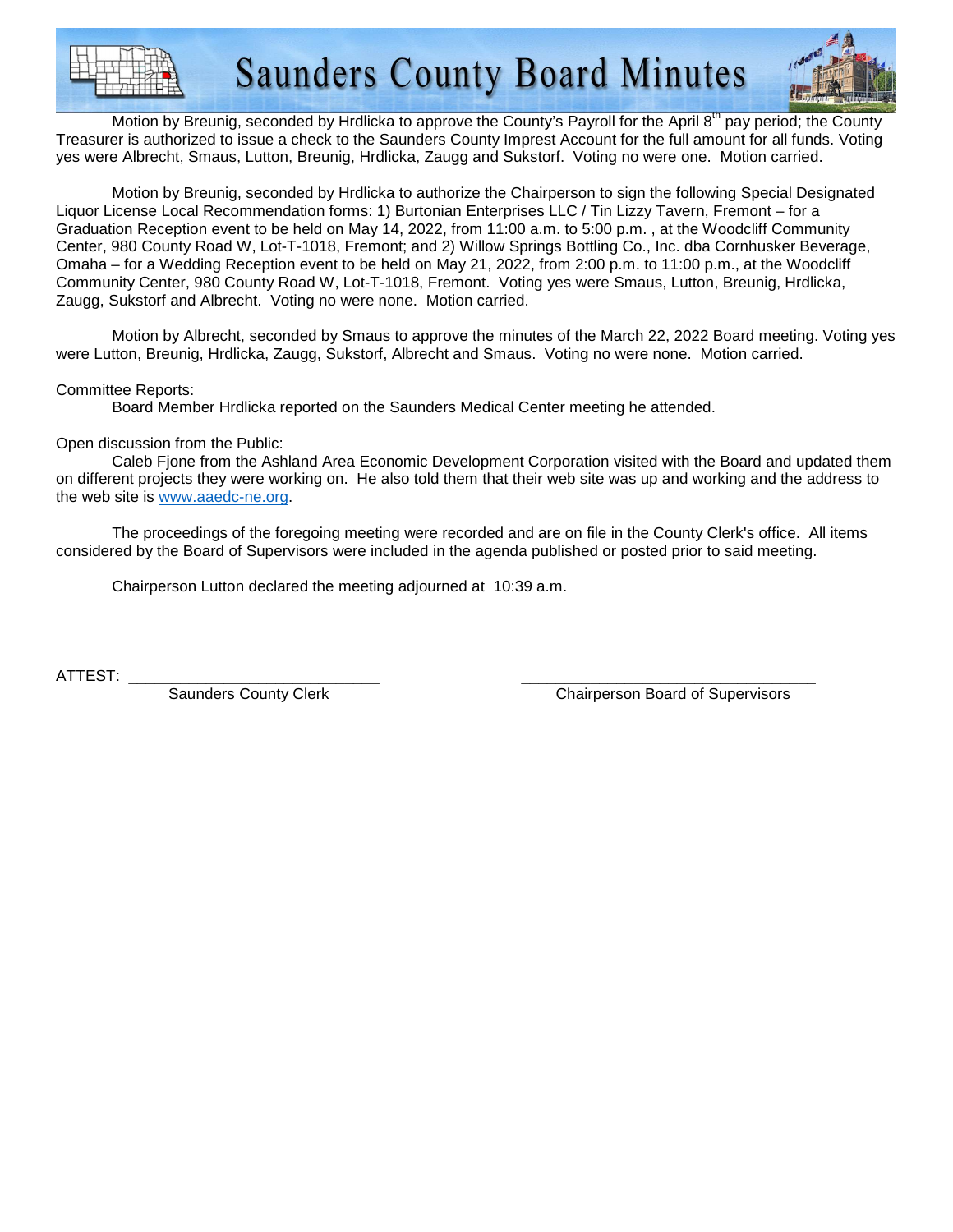Motion by Breunig, seconded by Hrdlicka to approve the County's Payroll for the April 8th pay period; the County Treasurer is authorized to issue a check to the Saunders County Imprest Account for the full amount for all funds. Voting yes were Albrecht, Smaus, Lutton, Breunig, Hrdlicka, Zaugg and Sukstorf. Voting no were one. Motion carried.

Motion by Breunig, seconded by Hrdlicka to authorize the Chairperson to sign the following Special Designated Liquor License Local Recommendation forms: 1) Burtonian Enterprises LLC / Tin Lizzy Tavern, Fremont – for a Graduation Reception event to be held on May 14, 2022, from 11:00 a.m. to 5:00 p.m. , at the Woodcliff Community Center, 980 County Road W, Lot-T-1018, Fremont; and 2) Willow Springs Bottling Co., Inc. dba Cornhusker Beverage, Omaha – for a Wedding Reception event to be held on May 21, 2022, from 2:00 p.m. to 11:00 p.m., at the Woodcliff Community Center, 980 County Road W, Lot-T-1018, Fremont. Voting yes were Smaus, Lutton, Breunig, Hrdlicka, Zaugg, Sukstorf and Albrecht. Voting no were none. Motion carried.

Motion by Albrecht, seconded by Smaus to approve the minutes of the March 22, 2022 Board meeting. Voting yes were Lutton, Breunig, Hrdlicka, Zaugg, Sukstorf, Albrecht and Smaus. Voting no were none. Motion carried.

Committee Reports:

Board Member Hrdlicka reported on the Saunders Medical Center meeting he attended.

Open discussion from the Public:

Caleb Fjone from the Ashland Area Economic Development Corporation visited with the Board and updated them on different projects they were working on. He also told them that their web site was up and working and the address to the web site is www.aaedc-ne.org.

The proceedings of the foregoing meeting were recorded and are on file in the County Clerk's office. All items considered by the Board of Supervisors were included in the agenda published or posted prior to said meeting.

Chairperson Lutton declared the meeting adjourned at 10:39 a.m.

ATTEST: ____________________________ ________________________________

Saunders County Clerk Chairperson Board of Supervisors